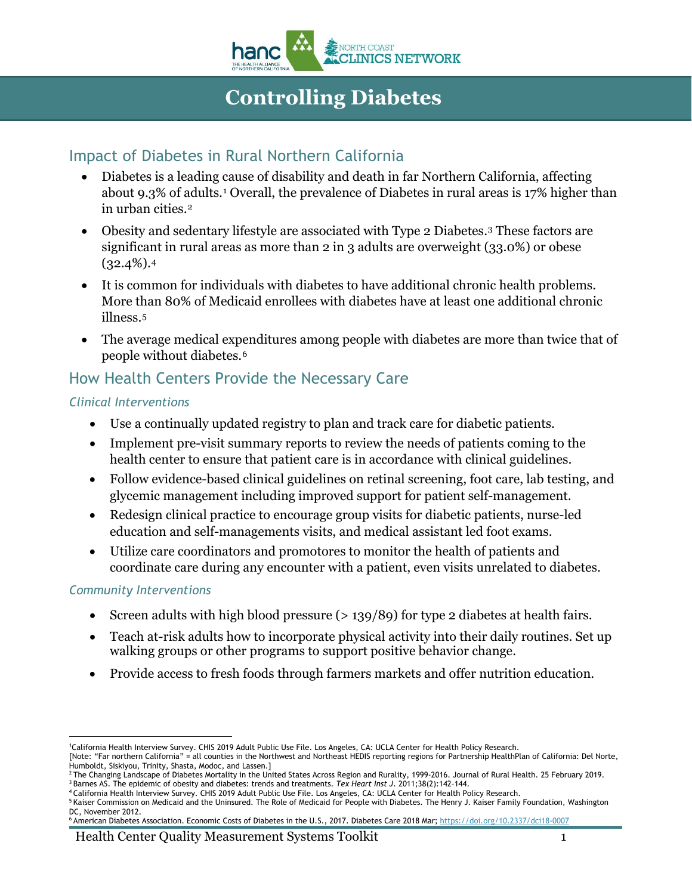# Controlling Diabetes

## Impact of Diabetes in Rural Northern California

- Diabetes is a leading cause of disability and death in far Northern California, affecting about 9.3% of adults.[1] Overall, the prevalence of Diabetes in rural areas is 17% higher than in urban cities.[2]
- Obesity and sedentary lifestyle are associated with Type 2 Diabetes.[3] These factors are significant in rural areas as more than 2 in 3 adults are overweight (33.0%) or obese (32.4%).[4]
- It is common for individuals with diabetes to have additional chronic health problems. More than 80% of Medicaid enrollees with diabetes have at least one additional chronic illness.[5]
- The average medical expenditures among people with diabetes are more than twice that of people without diabetes.[6]

## How Health Centers Provide the Necessary Care

### *Clinical Interventions*

- Use a continually updated registry to plan and track care for diabetic patients.
- Implement pre-visit summary reports to review the needs of patients coming to the health center to ensure that patient care is in accordance with clinical guidelines.
- Follow evidence-based clinical guidelines on retinal screening, foot care, lab testing, and glycemic management including improved support for patient self-management.
- Redesign clinical practice to encourage group visits for diabetic patients, nurse-led education and self-managements visits, and medical assistant led foot exams.
- Utilize care coordinators and promotores to monitor the health of patients and coordinate care during any encounter with a patient, even visits unrelated to diabetes.

### *Community Interventions*

- Screen adults with high blood pressure (> 139/89) for type 2 diabetes at health fairs.
- Teach at-risk adults how to incorporate physical activity into their daily routines. Set up walking groups or other programs to support positive behavior change.
- Provide access to fresh foods through farmers markets and offer nutrition education.

---

[1] California Health Interview Survey. CHIS 2019 Adult Public Use File. Los Angeles, CA: UCLA Center for Health Policy Research.
[Note: "Far northern California" = all counties in the Northwest and Northeast HEDIS reporting regions for Partnership HealthPlan of California: Del Norte, Humboldt, Siskiyou, Trinity, Shasta, Modoc, and Lassen.]

[2] The Changing Landscape of Diabetes Mortality in the United States Across Region and Rurality, 1999-2016. Journal of Rural Health. 25 February 2019.

[3] Barnes AS. The epidemic of obesity and diabetes: trends and treatments. *Tex Heart Inst J.* 2011;38(2):142–144.

[4] California Health Interview Survey. CHIS 2019 Adult Public Use File. Los Angeles, CA: UCLA Center for Health Policy Research.

[5] Kaiser Commission on Medicaid and the Uninsured. The Role of Medicaid for People with Diabetes. The Henry J. Kaiser Family Foundation, Washington DC, November 2012.

[6] American Diabetes Association. Economic Costs of Diabetes in the U.S., 2017. Diabetes Care 2018 Mar; https://doi.org/10.2337/dci18-0007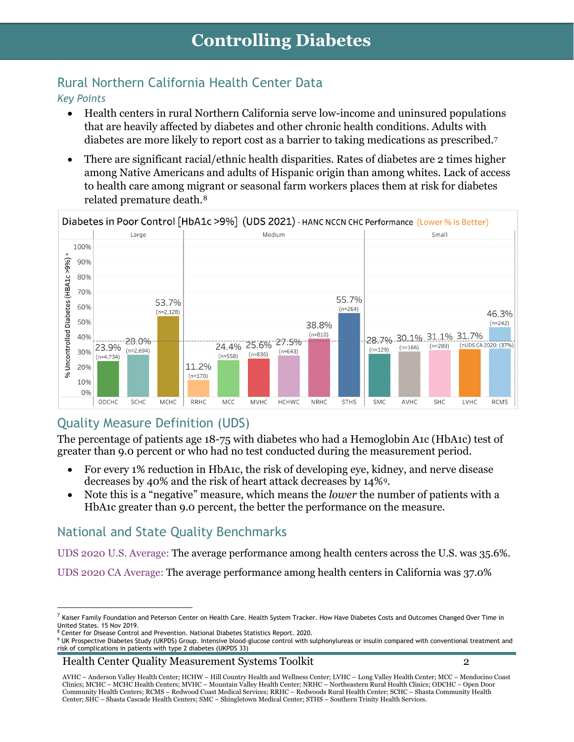# Controlling Diabetes

## Rural Northern California Health Center Data

*Key Points*

- Health centers in rural Northern California serve low-income and uninsured populations that are heavily affected by diabetes and other chronic health conditions. Adults with diabetes are more likely to report cost as a barrier to taking medications as prescribed.[7]
- There are significant racial/ethnic health disparities. Rates of diabetes are 2 times higher among Native Americans and adults of Hispanic origin than among whites. Lack of access to health care among migrant or seasonal farm workers places them at risk for diabetes related premature death.[8]

Diabetes in Poor Control [HbA1c >9%] (UDS 2021) - HANC NCCN CHC Performance (Lower % is Better)

Large | Medium | Small

% Uncontrolled Diabetes (HBA1c >9%) *

100%
90%
80%
70%
60%
50%
40%
30%
20%
10%
0%

ODCHC 23.9% (n=4,734)
SCHC 28.0% (n=2,694)
MCHC 53.7% (n=2,128)
RRHC 11.2% (n=170)
MCC 24.4% (n=558)
MVHC 25.6% (n=836)
HCHWC 27.5% (n=643)
NRHC 38.8% (n=810)
STHS 55.7% (n=264)
SMC 28.7% (n=129)
AVHC 30.1% (n=166)
SHC 31.1% (n=289)
LVHC 31.7%
RCMS 46.3% (n=242)

(nUDS CA 2020: (37%)

## Quality Measure Definition (UDS)

The percentage of patients age 18-75 with diabetes who had a Hemoglobin A1c (HbA1c) test of greater than 9.0 percent or who had no test conducted during the measurement period.

- For every 1% reduction in HbA1c, the risk of developing eye, kidney, and nerve disease decreases by 40% and the risk of heart attack decreases by 14%[9].
- Note this is a "negative" measure, which means the *lower* the number of patients with a HbA1c greater than 9.0 percent, the better the performance on the measure.

## National and State Quality Benchmarks

UDS 2020 U.S. Average: The average performance among health centers across the U.S. was 35.6%.

UDS 2020 CA Average: The average performance among health centers in California was 37.0%

---

[7] Kaiser Family Foundation and Peterson Center on Health Care. Health System Tracker. How Have Diabetes Costs and Outcomes Changed Over Time in United States. 15 Nov 2019.

[8] Center for Disease Control and Prevention. National Diabetes Statistics Report. 2020.

[9] UK Prospective Diabetes Study (UKPDS) Group. Intensive blood-glucose control with sulphonylureas or insulin compared with conventional treatment and risk of complications in patients with type 2 diabetes (UKPDS 33)

AVHC – Anderson Valley Health Center; HCHW – Hill Country Health and Wellness Center; LVHC – Long Valley Health Center; MCC – Mendocino Coast Clinics; MCHC – MCHC Health Centers; MVHC – Mountain Valley Health Center; NRHC – Northeastern Rural Health Clinics; ODCHC – Open Door Community Health Centers; RCMS – Redwood Coast Medical Services; RRHC – Redwoods Rural Health Center; SCHC – Shasta Community Health Center; SHC – Shasta Cascade Health Centers; SMC – Shingletown Medical Center; STHS – Southern Trinity Health Services.